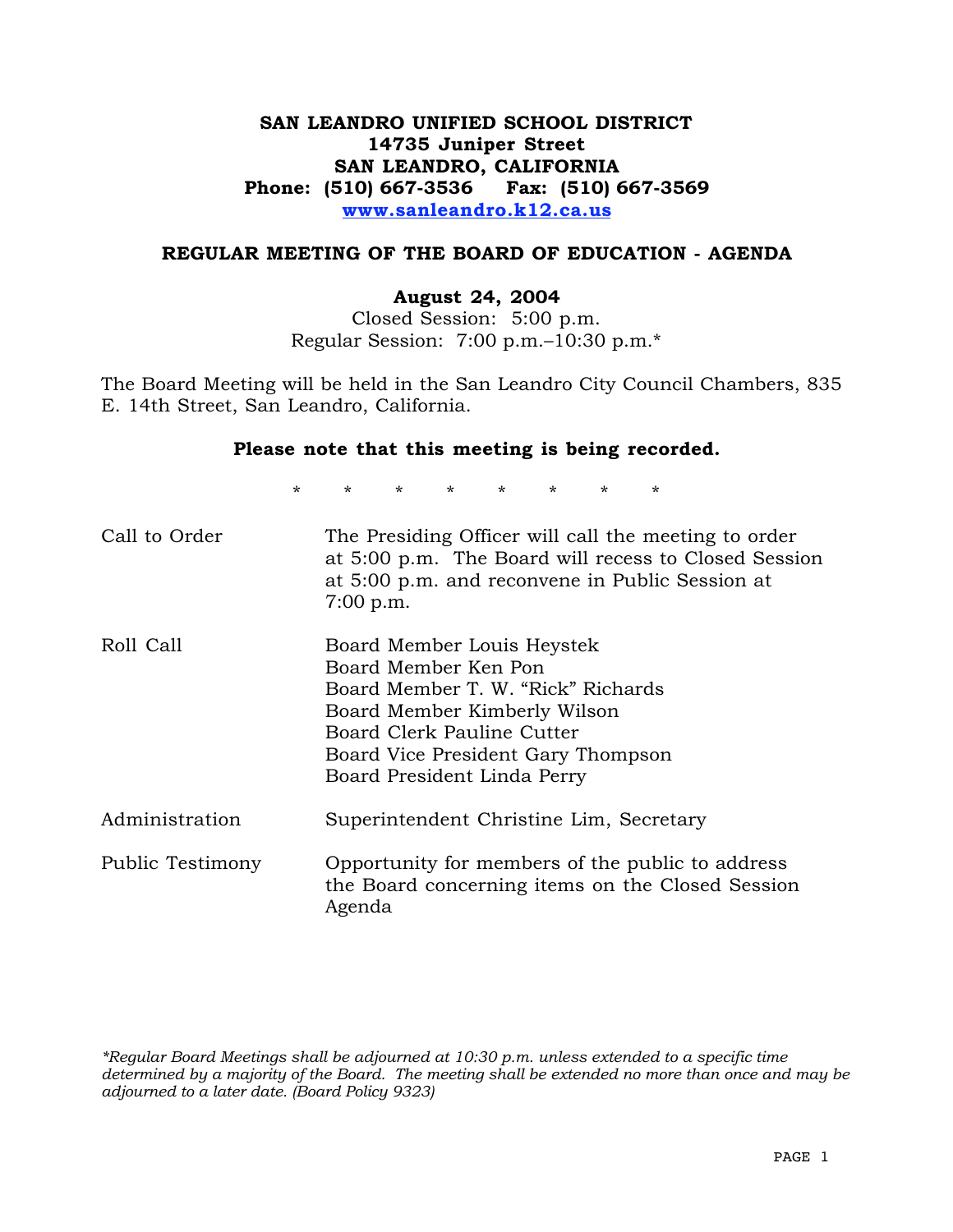**SAN LEANDRO UNIFIED SCHOOL DISTRICT**
**14735 Juniper Street**
**SAN LEANDRO, CALIFORNIA**
**Phone: (510) 667-3536 Fax: (510) 667-3569**
**www.sanleandro.k12.ca.us**

## REGULAR MEETING OF THE BOARD OF EDUCATION - AGENDA

**August 24, 2004**
Closed Session: 5:00 p.m.
Regular Session: 7:00 p.m.–10:30 p.m.*

The Board Meeting will be held in the San Leandro City Council Chambers, 835 E. 14th Street, San Leandro, California.

**Please note that this meeting is being recorded.**

\* \* \* \* \* \* \* \*

| | |
|---|---|
| Call to Order | The Presiding Officer will call the meeting to order at 5:00 p.m. The Board will recess to Closed Session at 5:00 p.m. and reconvene in Public Session at 7:00 p.m. |
| Roll Call | Board Member Louis Heystek<br>Board Member Ken Pon<br>Board Member T. W. "Rick" Richards<br>Board Member Kimberly Wilson<br>Board Clerk Pauline Cutter<br>Board Vice President Gary Thompson<br>Board President Linda Perry |
| Administration | Superintendent Christine Lim, Secretary |
| Public Testimony | Opportunity for members of the public to address the Board concerning items on the Closed Session Agenda |

*\*Regular Board Meetings shall be adjourned at 10:30 p.m. unless extended to a specific time determined by a majority of the Board. The meeting shall be extended no more than once and may be adjourned to a later date. (Board Policy 9323)*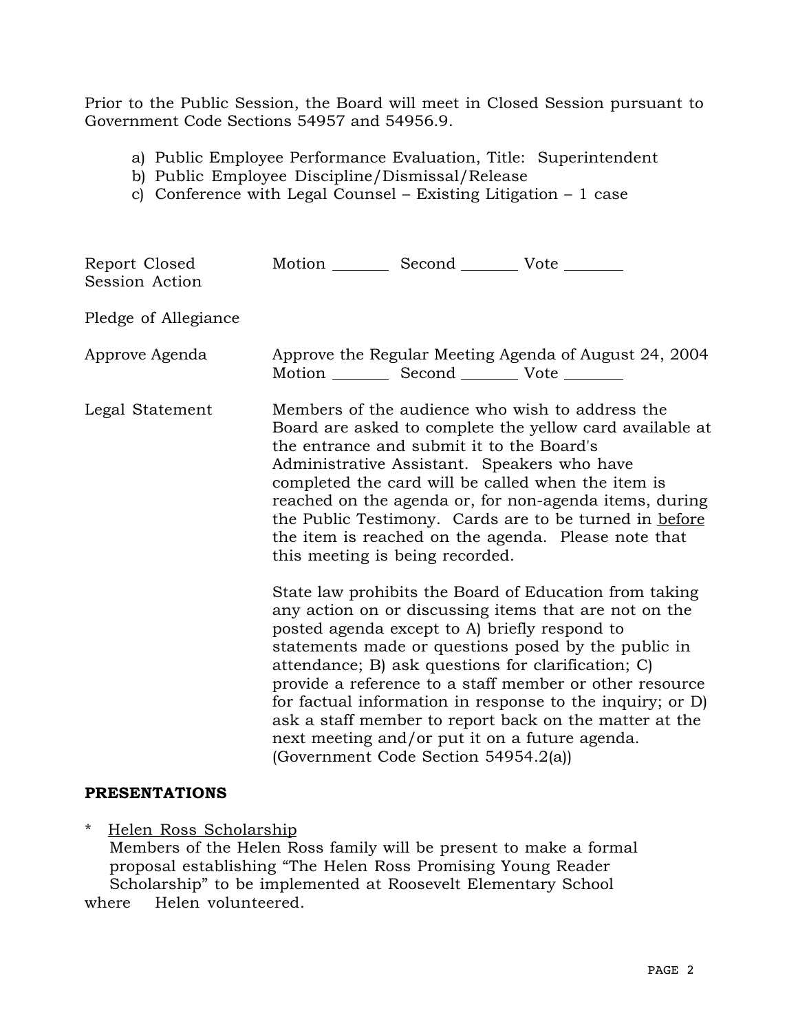Prior to the Public Session, the Board will meet in Closed Session pursuant to Government Code Sections 54957 and 54956.9.

a) Public Employee Performance Evaluation, Title: Superintendent
b) Public Employee Discipline/Dismissal/Release
c) Conference with Legal Counsel – Existing Litigation – 1 case

Report Closed Session Action — Motion _______ Second _______ Vote _______

Pledge of Allegiance

Approve Agenda — Approve the Regular Meeting Agenda of August 24, 2004
Motion _______ Second _______ Vote _______

Legal Statement — Members of the audience who wish to address the Board are asked to complete the yellow card available at the entrance and submit it to the Board's Administrative Assistant. Speakers who have completed the card will be called when the item is reached on the agenda or, for non-agenda items, during the Public Testimony. Cards are to be turned in <u>before</u> the item is reached on the agenda. Please note that this meeting is being recorded.

State law prohibits the Board of Education from taking any action on or discussing items that are not on the posted agenda except to A) briefly respond to statements made or questions posed by the public in attendance; B) ask questions for clarification; C) provide a reference to a staff member or other resource for factual information in response to the inquiry; or D) ask a staff member to report back on the matter at the next meeting and/or put it on a future agenda. (Government Code Section 54954.2(a))

**PRESENTATIONS**

* <u>Helen Ross Scholarship</u>
  Members of the Helen Ross family will be present to make a formal proposal establishing "The Helen Ross Promising Young Reader Scholarship" to be implemented at Roosevelt Elementary School where Helen volunteered.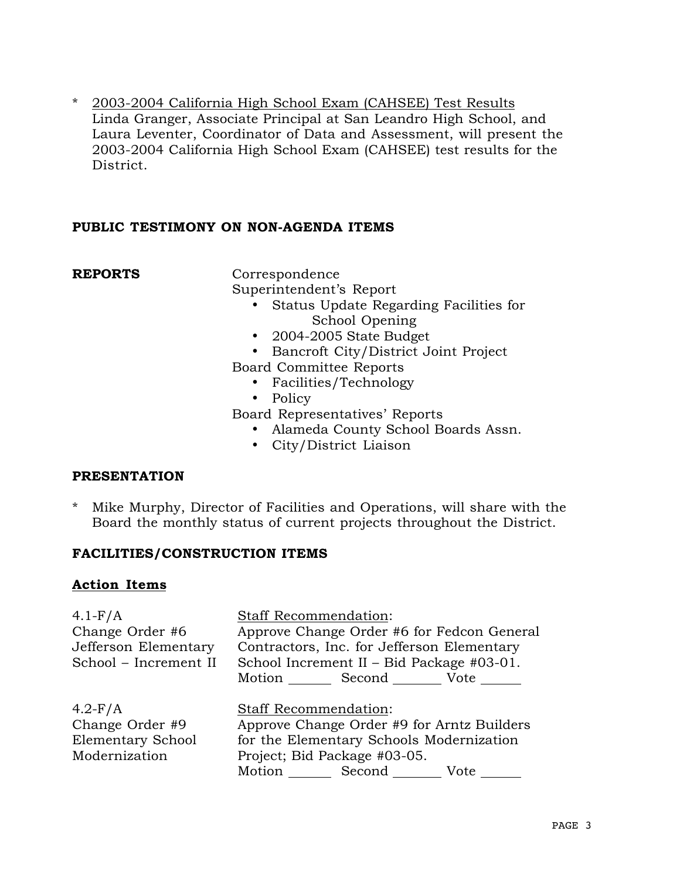* <u>2003-2004 California High School Exam (CAHSEE) Test Results</u>
  Linda Granger, Associate Principal at San Leandro High School, and Laura Leventer, Coordinator of Data and Assessment, will present the 2003-2004 California High School Exam (CAHSEE) test results for the District.

**PUBLIC TESTIMONY ON NON-AGENDA ITEMS**

**REPORTS**

Correspondence

Superintendent's Report

- Status Update Regarding Facilities for School Opening
- 2004-2005 State Budget
- Bancroft City/District Joint Project

Board Committee Reports

- Facilities/Technology
- Policy

Board Representatives' Reports

- Alameda County School Boards Assn.
- City/District Liaison

**PRESENTATION**

* Mike Murphy, Director of Facilities and Operations, will share with the Board the monthly status of current projects throughout the District.

**FACILITIES/CONSTRUCTION ITEMS**

**<u>Action Items</u>**

4.1-F/A
Change Order #6
Jefferson Elementary
School – Increment II

<u>Staff Recommendation</u>:
Approve Change Order #6 for Fedcon General Contractors, Inc. for Jefferson Elementary School Increment II – Bid Package #03-01.
Motion ______ Second _______ Vote ______

4.2-F/A
Change Order #9
Elementary School
Modernization

<u>Staff Recommendation</u>:
Approve Change Order #9 for Arntz Builders for the Elementary Schools Modernization Project; Bid Package #03-05.
Motion ______ Second _______ Vote ______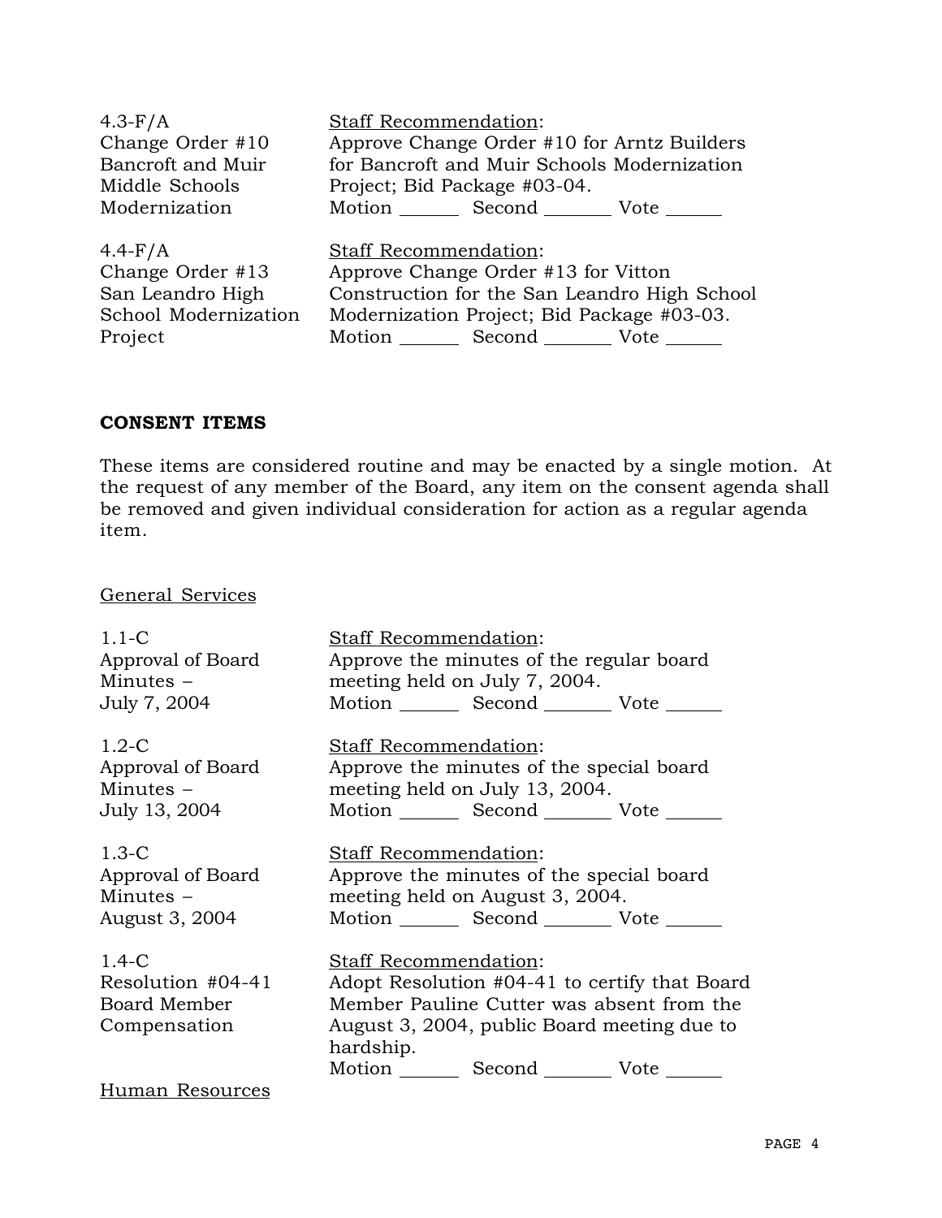| | |
|---|---|
| 4.3-F/A<br>Change Order #10<br>Bancroft and Muir Middle Schools Modernization | Staff Recommendation:<br>Approve Change Order #10 for Arntz Builders for Bancroft and Muir Schools Modernization Project; Bid Package #03-04.<br>Motion ______ Second _______ Vote ______ |
| 4.4-F/A<br>Change Order #13<br>San Leandro High School Modernization Project | Staff Recommendation:<br>Approve Change Order #13 for Vitton Construction for the San Leandro High School Modernization Project; Bid Package #03-03.<br>Motion ______ Second _______ Vote ______ |

## CONSENT ITEMS

These items are considered routine and may be enacted by a single motion. At the request of any member of the Board, any item on the consent agenda shall be removed and given individual consideration for action as a regular agenda item.

General Services

| | |
|---|---|
| 1.1-C<br>Approval of Board Minutes – July 7, 2004 | Staff Recommendation:<br>Approve the minutes of the regular board meeting held on July 7, 2004.<br>Motion ______ Second _______ Vote ______ |
| 1.2-C<br>Approval of Board Minutes – July 13, 2004 | Staff Recommendation:<br>Approve the minutes of the special board meeting held on July 13, 2004.<br>Motion ______ Second _______ Vote ______ |
| 1.3-C<br>Approval of Board Minutes – August 3, 2004 | Staff Recommendation:<br>Approve the minutes of the special board meeting held on August 3, 2004.<br>Motion ______ Second _______ Vote ______ |
| 1.4-C<br>Resolution #04-41<br>Board Member Compensation | Staff Recommendation:<br>Adopt Resolution #04-41 to certify that Board Member Pauline Cutter was absent from the August 3, 2004, public Board meeting due to hardship.<br>Motion ______ Second _______ Vote ______ |

Human Resources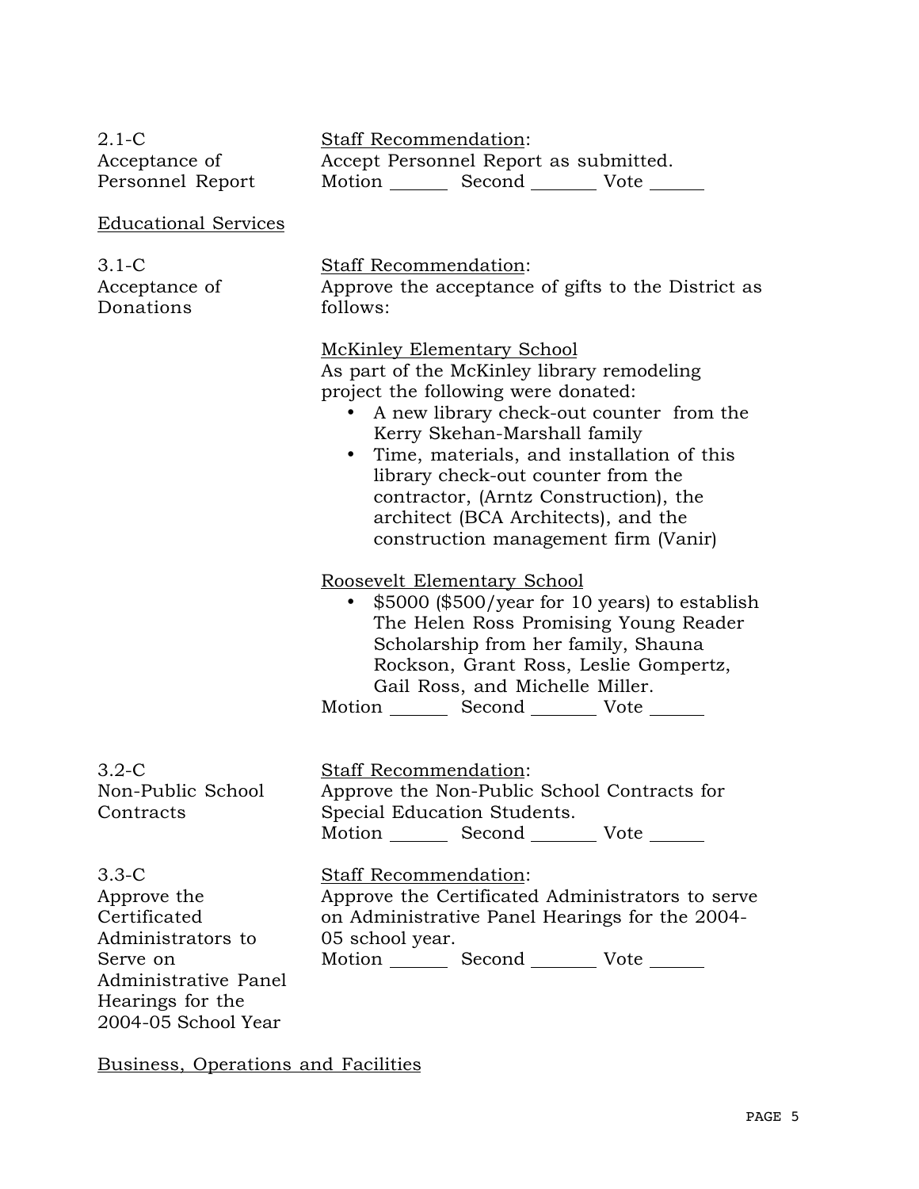2.1-C
Acceptance of Personnel Report

Staff Recommendation:
Accept Personnel Report as submitted.
Motion ______ Second _______ Vote ______

Educational Services

3.1-C
Acceptance of Donations

Staff Recommendation:
Approve the acceptance of gifts to the District as follows:

McKinley Elementary School
As part of the McKinley library remodeling project the following were donated:

- A new library check-out counter from the Kerry Skehan-Marshall family
- Time, materials, and installation of this library check-out counter from the contractor, (Arntz Construction), the architect (BCA Architects), and the construction management firm (Vanir)

Roosevelt Elementary School

- $5000 ($500/year for 10 years) to establish The Helen Ross Promising Young Reader Scholarship from her family, Shauna Rockson, Grant Ross, Leslie Gompertz, Gail Ross, and Michelle Miller.

Motion ______ Second _______ Vote ______

3.2-C
Non-Public School Contracts

Staff Recommendation:
Approve the Non-Public School Contracts for Special Education Students.
Motion ______ Second _______ Vote ______

3.3-C
Approve the Certificated Administrators to Serve on Administrative Panel Hearings for the 2004-05 School Year

Staff Recommendation:
Approve the Certificated Administrators to serve on Administrative Panel Hearings for the 2004-05 school year.
Motion ______ Second _______ Vote ______

Business, Operations and Facilities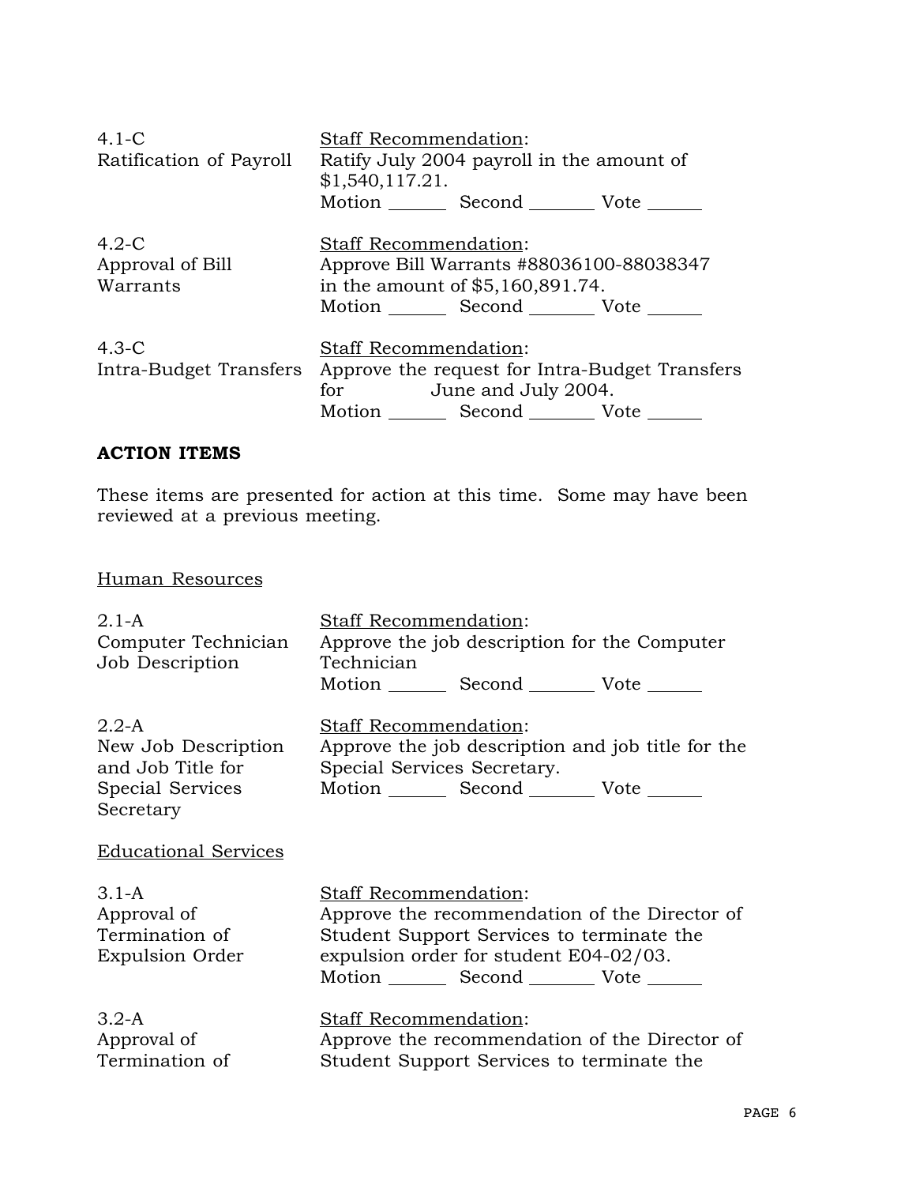4.1-C
Ratification of Payroll

Staff Recommendation:
Ratify July 2004 payroll in the amount of $1,540,117.21.
Motion ______ Second _______ Vote ______

4.2-C
Approval of Bill Warrants

Staff Recommendation:
Approve Bill Warrants #88036100-88038347 in the amount of $5,160,891.74.
Motion ______ Second _______ Vote ______

4.3-C
Intra-Budget Transfers

Staff Recommendation:
Approve the request for Intra-Budget Transfers for June and July 2004.
Motion ______ Second _______ Vote ______

## ACTION ITEMS

These items are presented for action at this time. Some may have been reviewed at a previous meeting.

Human Resources

2.1-A
Computer Technician Job Description

Staff Recommendation:
Approve the job description for the Computer Technician
Motion ______ Second _______ Vote ______

2.2-A
New Job Description and Job Title for Special Services Secretary

Staff Recommendation:
Approve the job description and job title for the Special Services Secretary.
Motion ______ Second _______ Vote ______

Educational Services

3.1-A
Approval of Termination of Expulsion Order

Staff Recommendation:
Approve the recommendation of the Director of Student Support Services to terminate the expulsion order for student E04-02/03.
Motion ______ Second _______ Vote ______

3.2-A
Approval of Termination of

Staff Recommendation:
Approve the recommendation of the Director of Student Support Services to terminate the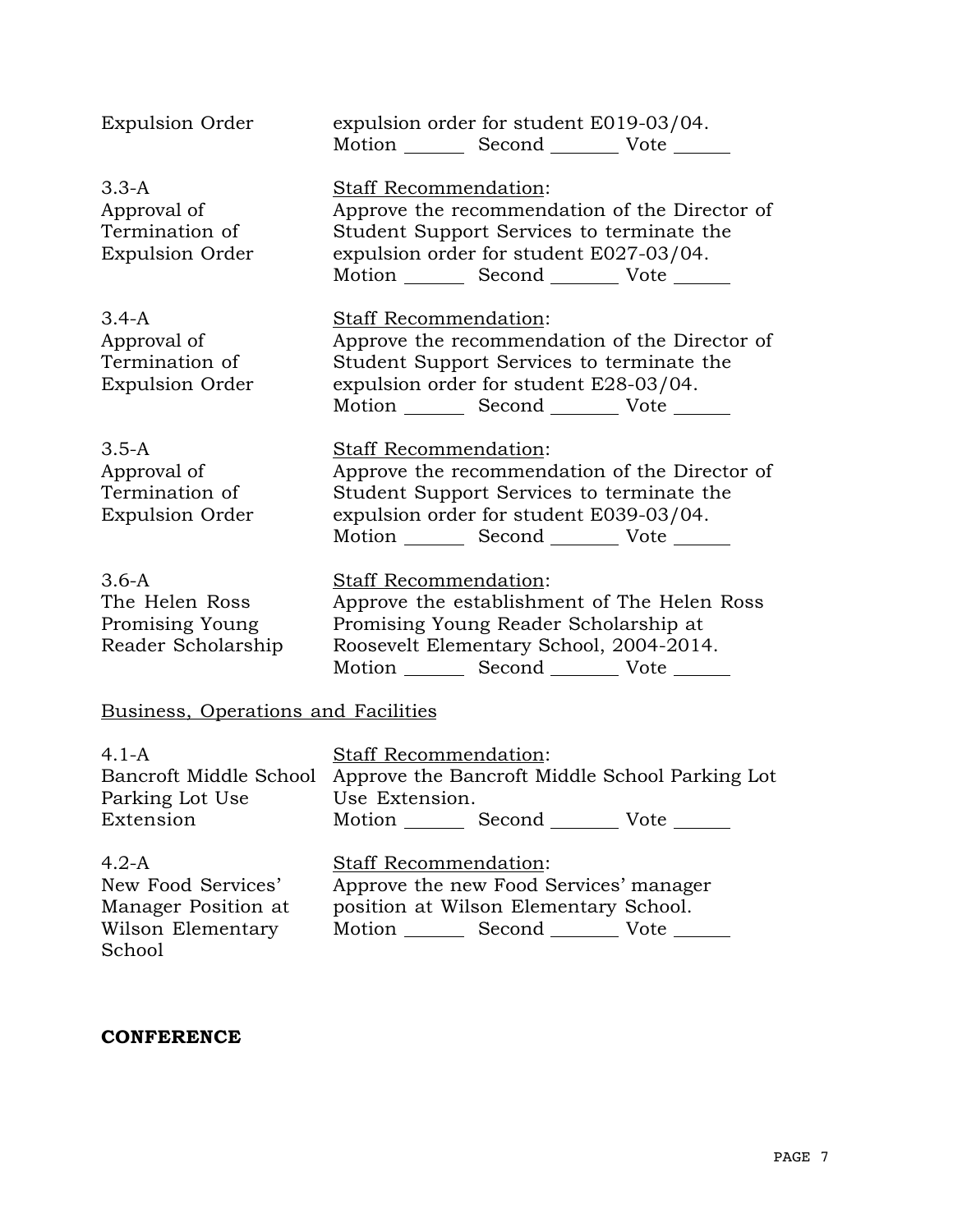| | |
|---|---|
| Expulsion Order | expulsion order for student E019-03/04.<br>Motion _______ Second _______ Vote ______ |
| 3.3-A<br>Approval of Termination of Expulsion Order | Staff Recommendation:<br>Approve the recommendation of the Director of Student Support Services to terminate the expulsion order for student E027-03/04.<br>Motion _______ Second _______ Vote ______ |
| 3.4-A<br>Approval of Termination of Expulsion Order | Staff Recommendation:<br>Approve the recommendation of the Director of Student Support Services to terminate the expulsion order for student E28-03/04.<br>Motion _______ Second _______ Vote ______ |
| 3.5-A<br>Approval of Termination of Expulsion Order | Staff Recommendation:<br>Approve the recommendation of the Director of Student Support Services to terminate the expulsion order for student E039-03/04.<br>Motion _______ Second _______ Vote ______ |
| 3.6-A<br>The Helen Ross Promising Young Reader Scholarship | Staff Recommendation:<br>Approve the establishment of The Helen Ross Promising Young Reader Scholarship at Roosevelt Elementary School, 2004-2014.<br>Motion _______ Second _______ Vote ______ |

Business, Operations and Facilities

| | |
|---|---|
| 4.1-A<br>Bancroft Middle School Parking Lot Use Extension | Staff Recommendation:<br>Approve the Bancroft Middle School Parking Lot Use Extension.<br>Motion _______ Second _______ Vote ______ |
| 4.2-A<br>New Food Services' Manager Position at Wilson Elementary School | Staff Recommendation:<br>Approve the new Food Services' manager position at Wilson Elementary School.<br>Motion _______ Second _______ Vote ______ |

**CONFERENCE**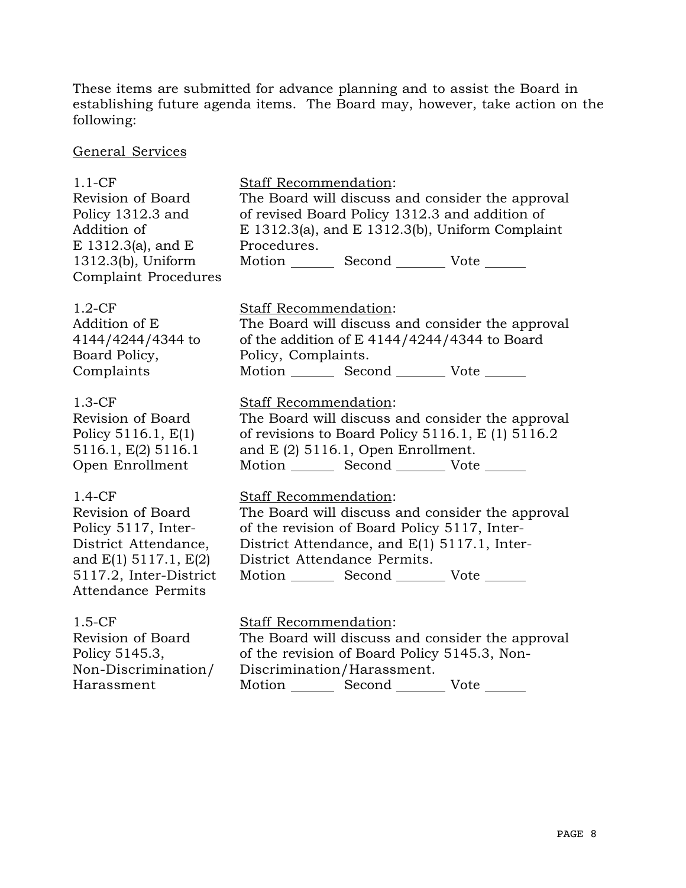These items are submitted for advance planning and to assist the Board in establishing future agenda items. The Board may, however, take action on the following:

General Services

| | |
|---|---|
| 1.1-CF<br>Revision of Board Policy 1312.3 and Addition of E 1312.3(a), and E 1312.3(b), Uniform Complaint Procedures | Staff Recommendation:<br>The Board will discuss and consider the approval of revised Board Policy 1312.3 and addition of E 1312.3(a), and E 1312.3(b), Uniform Complaint Procedures.<br>Motion ______ Second _______ Vote ______ |
| 1.2-CF<br>Addition of E 4144/4244/4344 to Board Policy, Complaints | Staff Recommendation:<br>The Board will discuss and consider the approval of the addition of E 4144/4244/4344 to Board Policy, Complaints.<br>Motion ______ Second _______ Vote ______ |
| 1.3-CF<br>Revision of Board Policy 5116.1, E(1) 5116.1, E(2) 5116.1 Open Enrollment | Staff Recommendation:<br>The Board will discuss and consider the approval of revisions to Board Policy 5116.1, E (1) 5116.2 and E (2) 5116.1, Open Enrollment.<br>Motion ______ Second _______ Vote ______ |
| 1.4-CF<br>Revision of Board Policy 5117, Inter-District Attendance, and E(1) 5117.1, E(2) 5117.2, Inter-District Attendance Permits | Staff Recommendation:<br>The Board will discuss and consider the approval of the revision of Board Policy 5117, Inter-District Attendance, and E(1) 5117.1, Inter-District Attendance Permits.<br>Motion ______ Second _______ Vote ______ |
| 1.5-CF<br>Revision of Board Policy 5145.3, Non-Discrimination/ Harassment | Staff Recommendation:<br>The Board will discuss and consider the approval of the revision of Board Policy 5145.3, Non-Discrimination/Harassment.<br>Motion ______ Second _______ Vote ______ |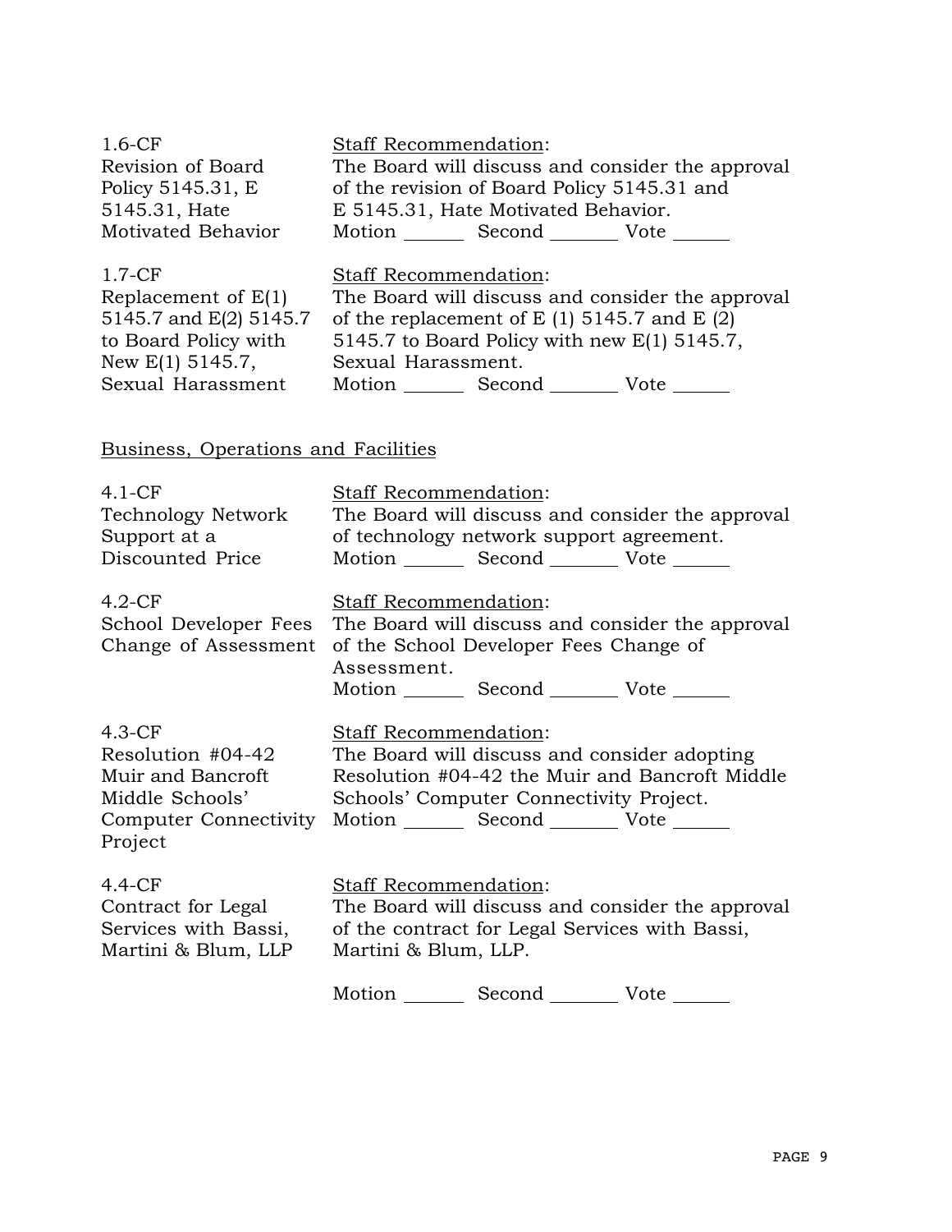1.6-CF
Revision of Board Policy 5145.31, E 5145.31, Hate Motivated Behavior

Staff Recommendation:
The Board will discuss and consider the approval of the revision of Board Policy 5145.31 and E 5145.31, Hate Motivated Behavior.
Motion _______ Second _______ Vote _______

1.7-CF
Replacement of E(1) 5145.7 and E(2) 5145.7 to Board Policy with New E(1) 5145.7, Sexual Harassment

Staff Recommendation:
The Board will discuss and consider the approval of the replacement of E (1) 5145.7 and E (2) 5145.7 to Board Policy with new E(1) 5145.7, Sexual Harassment.
Motion _______ Second _______ Vote _______

Business, Operations and Facilities

4.1-CF
Technology Network Support at a Discounted Price

Staff Recommendation:
The Board will discuss and consider the approval of technology network support agreement.
Motion _______ Second _______ Vote _______

4.2-CF
School Developer Fees Change of Assessment

Staff Recommendation:
The Board will discuss and consider the approval of the School Developer Fees Change of Assessment.
Motion _______ Second _______ Vote _______

4.3-CF
Resolution #04-42 Muir and Bancroft Middle Schools' Computer Connectivity Project

Staff Recommendation:
The Board will discuss and consider adopting Resolution #04-42 the Muir and Bancroft Middle Schools' Computer Connectivity Project.
Motion _______ Second _______ Vote _______

4.4-CF
Contract for Legal Services with Bassi, Martini & Blum, LLP

Staff Recommendation:
The Board will discuss and consider the approval of the contract for Legal Services with Bassi, Martini & Blum, LLP.

Motion _______ Second _______ Vote _______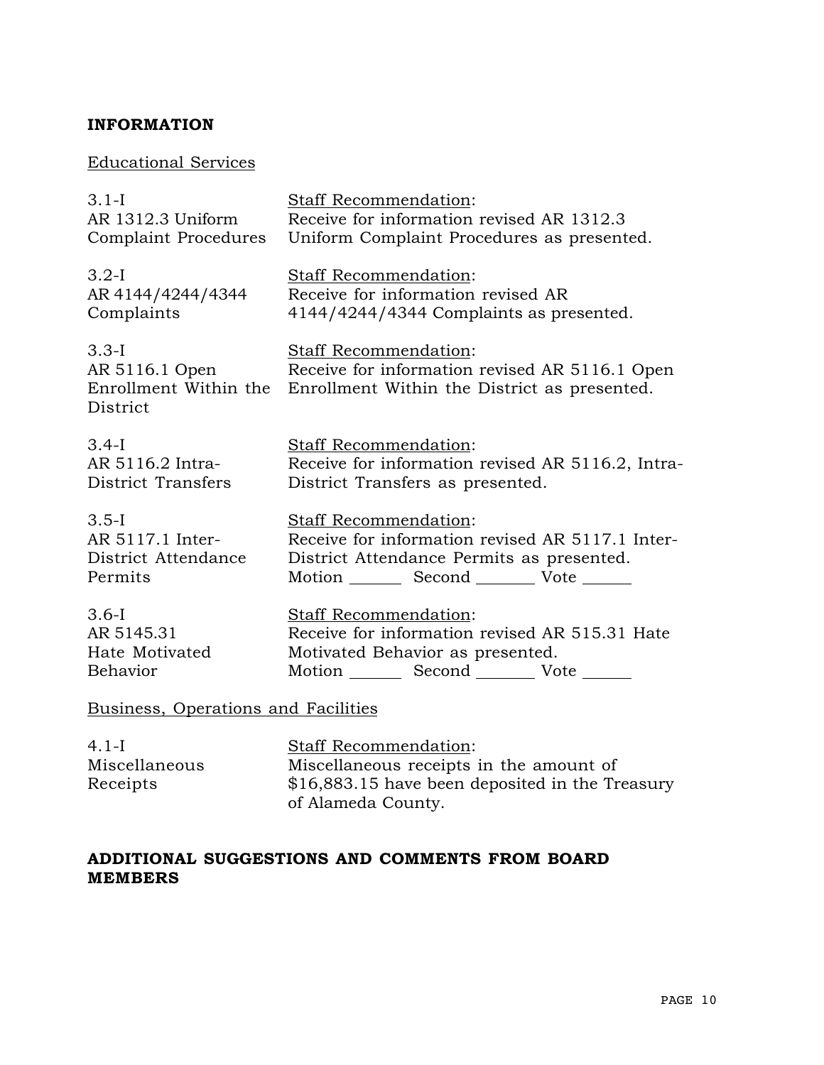**INFORMATION**

Educational Services

| | |
|---|---|
| 3.1-I<br>AR 1312.3 Uniform Complaint Procedures | Staff Recommendation:<br>Receive for information revised AR 1312.3 Uniform Complaint Procedures as presented. |
| 3.2-I<br>AR 4144/4244/4344 Complaints | Staff Recommendation:<br>Receive for information revised AR 4144/4244/4344 Complaints as presented. |
| 3.3-I<br>AR 5116.1 Open Enrollment Within the District | Staff Recommendation:<br>Receive for information revised AR 5116.1 Open Enrollment Within the District as presented. |
| 3.4-I<br>AR 5116.2 Intra-District Transfers | Staff Recommendation:<br>Receive for information revised AR 5116.2, Intra-District Transfers as presented. |
| 3.5-I<br>AR 5117.1 Inter-District Attendance Permits | Staff Recommendation:<br>Receive for information revised AR 5117.1 Inter-District Attendance Permits as presented.<br>Motion ______ Second _______ Vote ______ |
| 3.6-I<br>AR 5145.31 Hate Motivated Behavior | Staff Recommendation:<br>Receive for information revised AR 515.31 Hate Motivated Behavior as presented.<br>Motion ______ Second _______ Vote ______ |

Business, Operations and Facilities

| | |
|---|---|
| 4.1-I<br>Miscellaneous Receipts | Staff Recommendation:<br>Miscellaneous receipts in the amount of $16,883.15 have been deposited in the Treasury of Alameda County. |

**ADDITIONAL SUGGESTIONS AND COMMENTS FROM BOARD MEMBERS**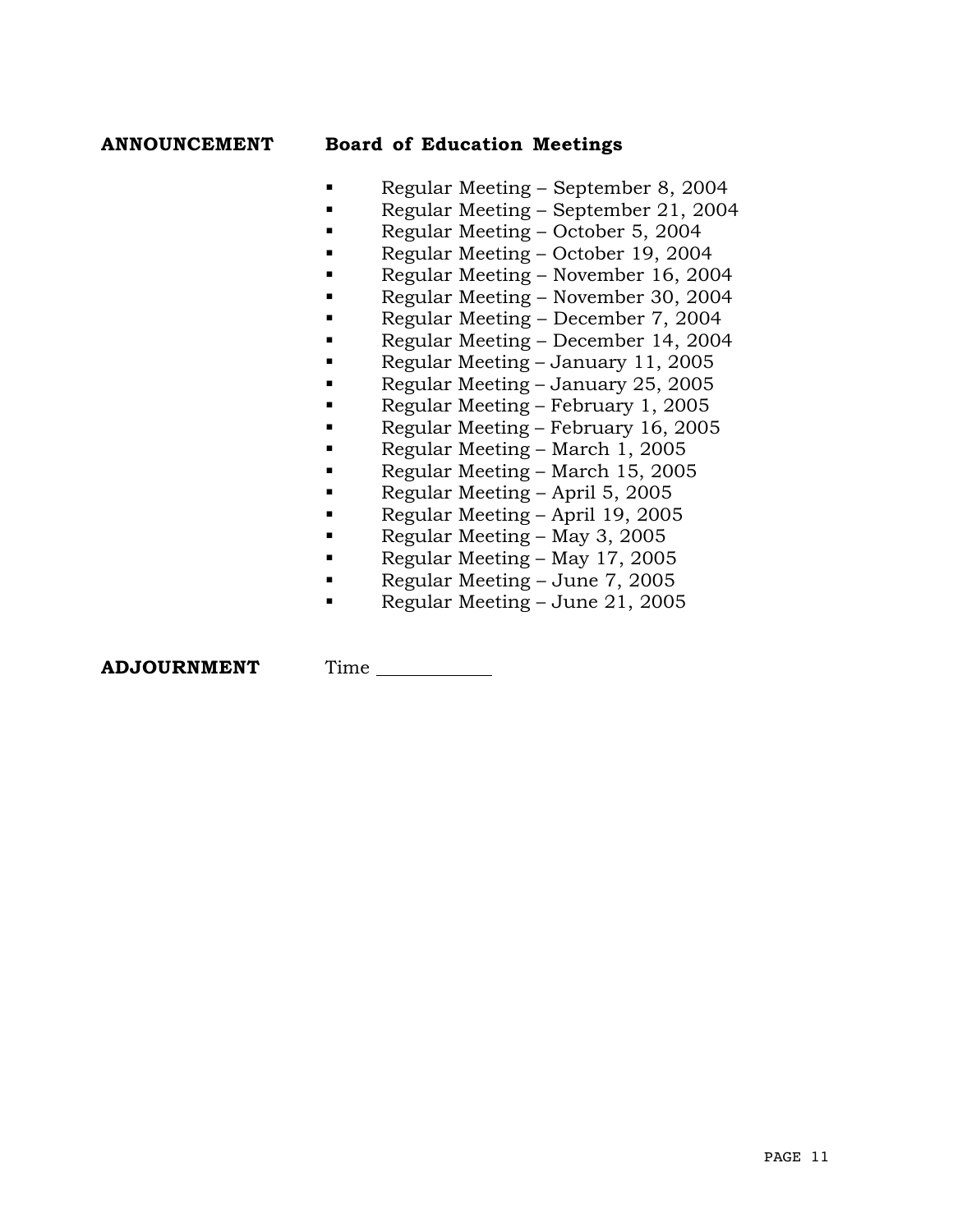**ANNOUNCEMENT** **Board of Education Meetings**

- Regular Meeting – September 8, 2004
- Regular Meeting – September 21, 2004
- Regular Meeting – October 5, 2004
- Regular Meeting – October 19, 2004
- Regular Meeting – November 16, 2004
- Regular Meeting – November 30, 2004
- Regular Meeting – December 7, 2004
- Regular Meeting – December 14, 2004
- Regular Meeting – January 11, 2005
- Regular Meeting – January 25, 2005
- Regular Meeting – February 1, 2005
- Regular Meeting – February 16, 2005
- Regular Meeting – March 1, 2005
- Regular Meeting – March 15, 2005
- Regular Meeting – April 5, 2005
- Regular Meeting – April 19, 2005
- Regular Meeting – May 3, 2005
- Regular Meeting – May 17, 2005
- Regular Meeting – June 7, 2005
- Regular Meeting – June 21, 2005

**ADJOURNMENT** Time ____________